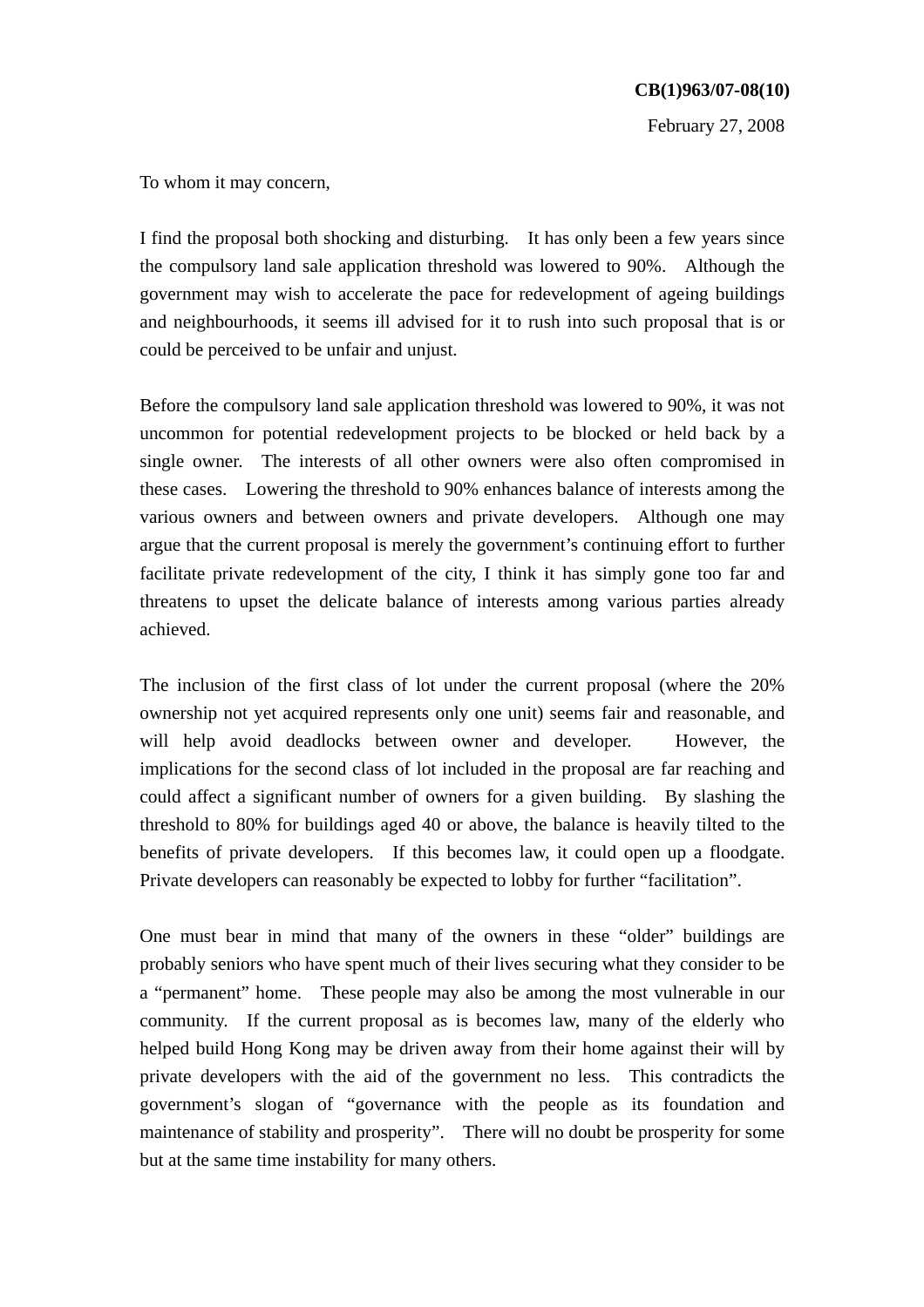**CB(1)963/07-08(10)**

February 27, 2008

To whom it may concern,

I find the proposal both shocking and disturbing. It has only been a few years since the compulsory land sale application threshold was lowered to 90%. Although the government may wish to accelerate the pace for redevelopment of ageing buildings and neighbourhoods, it seems ill advised for it to rush into such proposal that is or could be perceived to be unfair and unjust.

Before the compulsory land sale application threshold was lowered to 90%, it was not uncommon for potential redevelopment projects to be blocked or held back by a single owner. The interests of all other owners were also often compromised in these cases. Lowering the threshold to 90% enhances balance of interests among the various owners and between owners and private developers. Although one may argue that the current proposal is merely the government's continuing effort to further facilitate private redevelopment of the city, I think it has simply gone too far and threatens to upset the delicate balance of interests among various parties already achieved.

The inclusion of the first class of lot under the current proposal (where the 20% ownership not yet acquired represents only one unit) seems fair and reasonable, and will help avoid deadlocks between owner and developer. However, the implications for the second class of lot included in the proposal are far reaching and could affect a significant number of owners for a given building. By slashing the threshold to 80% for buildings aged 40 or above, the balance is heavily tilted to the benefits of private developers. If this becomes law, it could open up a floodgate. Private developers can reasonably be expected to lobby for further "facilitation".

One must bear in mind that many of the owners in these "older" buildings are probably seniors who have spent much of their lives securing what they consider to be a "permanent" home. These people may also be among the most vulnerable in our community. If the current proposal as is becomes law, many of the elderly who helped build Hong Kong may be driven away from their home against their will by private developers with the aid of the government no less. This contradicts the government's slogan of "governance with the people as its foundation and maintenance of stability and prosperity". There will no doubt be prosperity for some but at the same time instability for many others.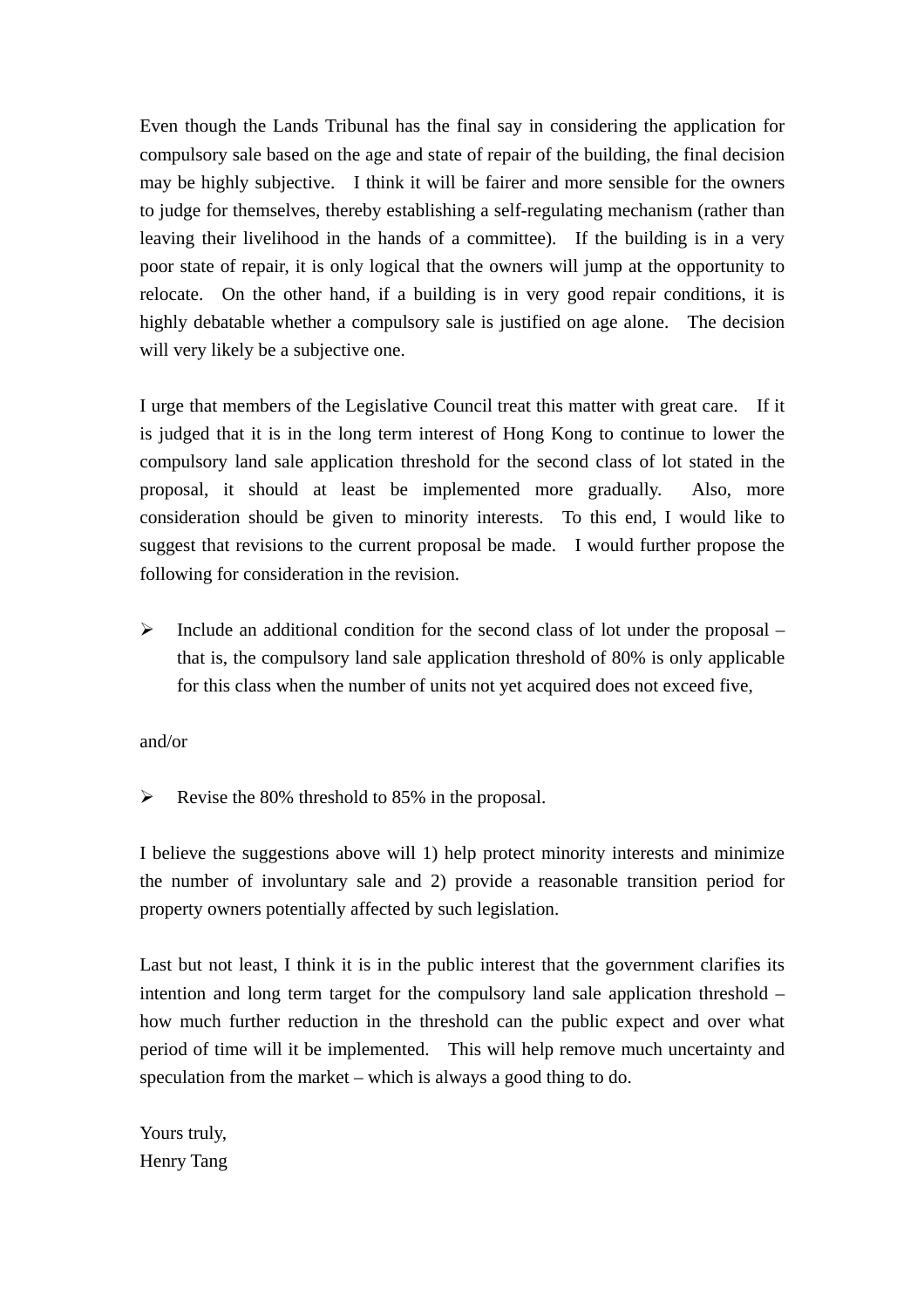Even though the Lands Tribunal has the final say in considering the application for compulsory sale based on the age and state of repair of the building, the final decision may be highly subjective. I think it will be fairer and more sensible for the owners to judge for themselves, thereby establishing a self-regulating mechanism (rather than leaving their livelihood in the hands of a committee). If the building is in a very poor state of repair, it is only logical that the owners will jump at the opportunity to relocate. On the other hand, if a building is in very good repair conditions, it is highly debatable whether a compulsory sale is justified on age alone. The decision will very likely be a subjective one.

I urge that members of the Legislative Council treat this matter with great care. If it is judged that it is in the long term interest of Hong Kong to continue to lower the compulsory land sale application threshold for the second class of lot stated in the proposal, it should at least be implemented more gradually. Also, more consideration should be given to minority interests. To this end, I would like to suggest that revisions to the current proposal be made. I would further propose the following for consideration in the revision.

- Include an additional condition for the second class of lot under the proposal – that is, the compulsory land sale application threshold of 80% is only applicable for this class when the number of units not yet acquired does not exceed five,

and/or

- Revise the 80% threshold to 85% in the proposal.

I believe the suggestions above will 1) help protect minority interests and minimize the number of involuntary sale and 2) provide a reasonable transition period for property owners potentially affected by such legislation.

Last but not least, I think it is in the public interest that the government clarifies its intention and long term target for the compulsory land sale application threshold – how much further reduction in the threshold can the public expect and over what period of time will it be implemented. This will help remove much uncertainty and speculation from the market – which is always a good thing to do.

Yours truly,
Henry Tang